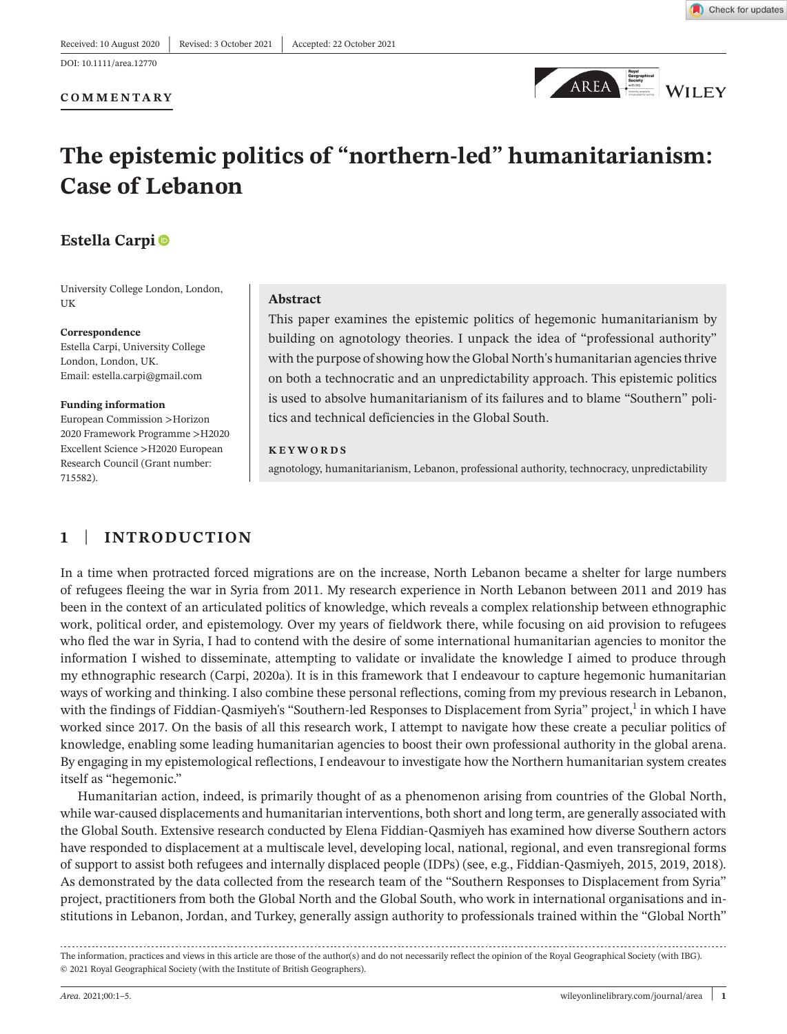Received: 10 August 2020 | Revised: 3 October 2021 | Accepted: 22 October 2021

DOI: 10.1111/area.12770

**COMMENTARY**

# The epistemic politics of "northern-led" humanitarianism: Case of Lebanon

**Estella Carpi**

University College London, London, UK

**Correspondence**
Estella Carpi, University College London, London, UK.
Email: estella.carpi@gmail.com

**Funding information**
European Commission >Horizon 2020 Framework Programme >H2020 Excellent Science >H2020 European Research Council (Grant number: 715582).

## Abstract

This paper examines the epistemic politics of hegemonic humanitarianism by building on agnotology theories. I unpack the idea of "professional authority" with the purpose of showing how the Global North's humanitarian agencies thrive on both a technocratic and an unpredictability approach. This epistemic politics is used to absolve humanitarianism of its failures and to blame "Southern" politics and technical deficiencies in the Global South.

**KEYWORDS**

agnotology, humanitarianism, Lebanon, professional authority, technocracy, unpredictability

## 1 | INTRODUCTION

In a time when protracted forced migrations are on the increase, North Lebanon became a shelter for large numbers of refugees fleeing the war in Syria from 2011. My research experience in North Lebanon between 2011 and 2019 has been in the context of an articulated politics of knowledge, which reveals a complex relationship between ethnographic work, political order, and epistemology. Over my years of fieldwork there, while focusing on aid provision to refugees who fled the war in Syria, I had to contend with the desire of some international humanitarian agencies to monitor the information I wished to disseminate, attempting to validate or invalidate the knowledge I aimed to produce through my ethnographic research (Carpi, 2020a). It is in this framework that I endeavour to capture hegemonic humanitarian ways of working and thinking. I also combine these personal reflections, coming from my previous research in Lebanon, with the findings of Fiddian-Qasmiyeh's "Southern-led Responses to Displacement from Syria" project,[1] in which I have worked since 2017. On the basis of all this research work, I attempt to navigate how these create a peculiar politics of knowledge, enabling some leading humanitarian agencies to boost their own professional authority in the global arena. By engaging in my epistemological reflections, I endeavour to investigate how the Northern humanitarian system creates itself as "hegemonic."

Humanitarian action, indeed, is primarily thought of as a phenomenon arising from countries of the Global North, while war-caused displacements and humanitarian interventions, both short and long term, are generally associated with the Global South. Extensive research conducted by Elena Fiddian-Qasmiyeh has examined how diverse Southern actors have responded to displacement at a multiscale level, developing local, national, regional, and even transregional forms of support to assist both refugees and internally displaced people (IDPs) (see, e.g., Fiddian-Qasmiyeh, 2015, 2019, 2018). As demonstrated by the data collected from the research team of the "Southern Responses to Displacement from Syria" project, practitioners from both the Global North and the Global South, who work in international organisations and institutions in Lebanon, Jordan, and Turkey, generally assign authority to professionals trained within the "Global North"

The information, practices and views in this article are those of the author(s) and do not necessarily reflect the opinion of the Royal Geographical Society (with IBG).
© 2021 Royal Geographical Society (with the Institute of British Geographers).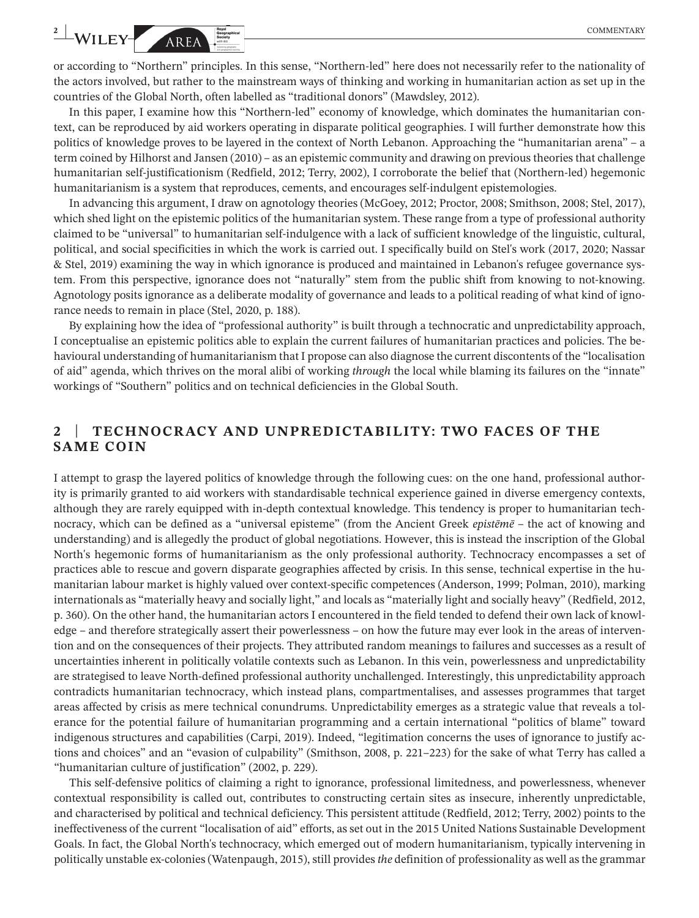or according to "Northern" principles. In this sense, "Northern-led" here does not necessarily refer to the nationality of the actors involved, but rather to the mainstream ways of thinking and working in humanitarian action as set up in the countries of the Global North, often labelled as "traditional donors" (Mawdsley, 2012).

In this paper, I examine how this "Northern-led" economy of knowledge, which dominates the humanitarian context, can be reproduced by aid workers operating in disparate political geographies. I will further demonstrate how this politics of knowledge proves to be layered in the context of North Lebanon. Approaching the "humanitarian arena" – a term coined by Hilhorst and Jansen (2010) – as an epistemic community and drawing on previous theories that challenge humanitarian self-justificationism (Redfield, 2012; Terry, 2002), I corroborate the belief that (Northern-led) hegemonic humanitarianism is a system that reproduces, cements, and encourages self-indulgent epistemologies.

In advancing this argument, I draw on agnotology theories (McGoey, 2012; Proctor, 2008; Smithson, 2008; Stel, 2017), which shed light on the epistemic politics of the humanitarian system. These range from a type of professional authority claimed to be "universal" to humanitarian self-indulgence with a lack of sufficient knowledge of the linguistic, cultural, political, and social specificities in which the work is carried out. I specifically build on Stel's work (2017, 2020; Nassar & Stel, 2019) examining the way in which ignorance is produced and maintained in Lebanon's refugee governance system. From this perspective, ignorance does not "naturally" stem from the public shift from knowing to not-knowing. Agnotology posits ignorance as a deliberate modality of governance and leads to a political reading of what kind of ignorance needs to remain in place (Stel, 2020, p. 188).

By explaining how the idea of "professional authority" is built through a technocratic and unpredictability approach, I conceptualise an epistemic politics able to explain the current failures of humanitarian practices and policies. The behavioural understanding of humanitarianism that I propose can also diagnose the current discontents of the "localisation of aid" agenda, which thrives on the moral alibi of working *through* the local while blaming its failures on the "innate" workings of "Southern" politics and on technical deficiencies in the Global South.

## 2 | TECHNOCRACY AND UNPREDICTABILITY: TWO FACES OF THE SAME COIN

I attempt to grasp the layered politics of knowledge through the following cues: on the one hand, professional authority is primarily granted to aid workers with standardisable technical experience gained in diverse emergency contexts, although they are rarely equipped with in-depth contextual knowledge. This tendency is proper to humanitarian technocracy, which can be defined as a "universal episteme" (from the Ancient Greek *epistēmē* – the act of knowing and understanding) and is allegedly the product of global negotiations. However, this is instead the inscription of the Global North's hegemonic forms of humanitarianism as the only professional authority. Technocracy encompasses a set of practices able to rescue and govern disparate geographies affected by crisis. In this sense, technical expertise in the humanitarian labour market is highly valued over context-specific competences (Anderson, 1999; Polman, 2010), marking internationals as "materially heavy and socially light," and locals as "materially light and socially heavy" (Redfield, 2012, p. 360). On the other hand, the humanitarian actors I encountered in the field tended to defend their own lack of knowledge – and therefore strategically assert their powerlessness – on how the future may ever look in the areas of intervention and on the consequences of their projects. They attributed random meanings to failures and successes as a result of uncertainties inherent in politically volatile contexts such as Lebanon. In this vein, powerlessness and unpredictability are strategised to leave North-defined professional authority unchallenged. Interestingly, this unpredictability approach contradicts humanitarian technocracy, which instead plans, compartmentalises, and assesses programmes that target areas affected by crisis as mere technical conundrums. Unpredictability emerges as a strategic value that reveals a tolerance for the potential failure of humanitarian programming and a certain international "politics of blame" toward indigenous structures and capabilities (Carpi, 2019). Indeed, "legitimation concerns the uses of ignorance to justify actions and choices" and an "evasion of culpability" (Smithson, 2008, p. 221–223) for the sake of what Terry has called a "humanitarian culture of justification" (2002, p. 229).

This self-defensive politics of claiming a right to ignorance, professional limitedness, and powerlessness, whenever contextual responsibility is called out, contributes to constructing certain sites as insecure, inherently unpredictable, and characterised by political and technical deficiency. This persistent attitude (Redfield, 2012; Terry, 2002) points to the ineffectiveness of the current "localisation of aid" efforts, as set out in the 2015 United Nations Sustainable Development Goals. In fact, the Global North's technocracy, which emerged out of modern humanitarianism, typically intervening in politically unstable ex-colonies (Watenpaugh, 2015), still provides *the* definition of professionality as well as the grammar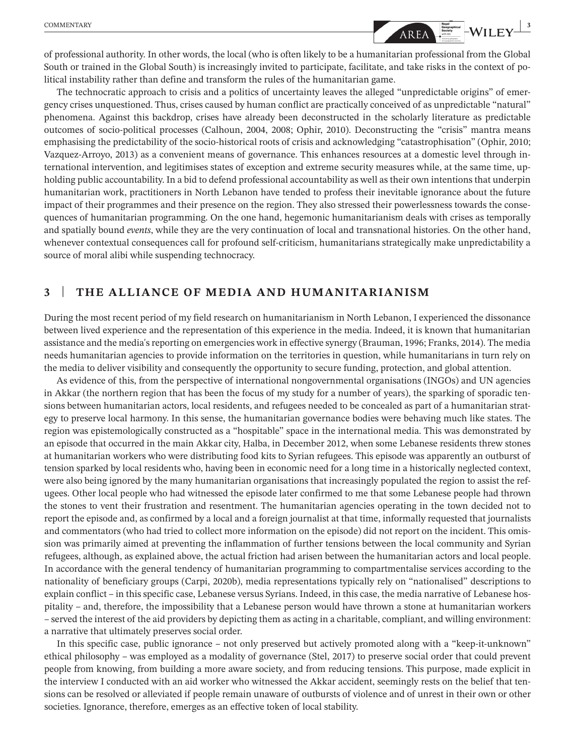of professional authority. In other words, the local (who is often likely to be a humanitarian professional from the Global South or trained in the Global South) is increasingly invited to participate, facilitate, and take risks in the context of political instability rather than define and transform the rules of the humanitarian game.

The technocratic approach to crisis and a politics of uncertainty leaves the alleged "unpredictable origins" of emergency crises unquestioned. Thus, crises caused by human conflict are practically conceived of as unpredictable "natural" phenomena. Against this backdrop, crises have already been deconstructed in the scholarly literature as predictable outcomes of socio-political processes (Calhoun, 2004, 2008; Ophir, 2010). Deconstructing the "crisis" mantra means emphasising the predictability of the socio-historical roots of crisis and acknowledging "catastrophisation" (Ophir, 2010; Vazquez-Arroyo, 2013) as a convenient means of governance. This enhances resources at a domestic level through international intervention, and legitimises states of exception and extreme security measures while, at the same time, upholding public accountability. In a bid to defend professional accountability as well as their own intentions that underpin humanitarian work, practitioners in North Lebanon have tended to profess their inevitable ignorance about the future impact of their programmes and their presence on the region. They also stressed their powerlessness towards the consequences of humanitarian programming. On the one hand, hegemonic humanitarianism deals with crises as temporally and spatially bound *events*, while they are the very continuation of local and transnational histories. On the other hand, whenever contextual consequences call for profound self-criticism, humanitarians strategically make unpredictability a source of moral alibi while suspending technocracy.

## 3 | THE ALLIANCE OF MEDIA AND HUMANITARIANISM

During the most recent period of my field research on humanitarianism in North Lebanon, I experienced the dissonance between lived experience and the representation of this experience in the media. Indeed, it is known that humanitarian assistance and the media's reporting on emergencies work in effective synergy (Brauman, 1996; Franks, 2014). The media needs humanitarian agencies to provide information on the territories in question, while humanitarians in turn rely on the media to deliver visibility and consequently the opportunity to secure funding, protection, and global attention.

As evidence of this, from the perspective of international nongovernmental organisations (INGOs) and UN agencies in Akkar (the northern region that has been the focus of my study for a number of years), the sparking of sporadic tensions between humanitarian actors, local residents, and refugees needed to be concealed as part of a humanitarian strategy to preserve local harmony. In this sense, the humanitarian governance bodies were behaving much like states. The region was epistemologically constructed as a "hospitable" space in the international media. This was demonstrated by an episode that occurred in the main Akkar city, Halba, in December 2012, when some Lebanese residents threw stones at humanitarian workers who were distributing food kits to Syrian refugees. This episode was apparently an outburst of tension sparked by local residents who, having been in economic need for a long time in a historically neglected context, were also being ignored by the many humanitarian organisations that increasingly populated the region to assist the refugees. Other local people who had witnessed the episode later confirmed to me that some Lebanese people had thrown the stones to vent their frustration and resentment. The humanitarian agencies operating in the town decided not to report the episode and, as confirmed by a local and a foreign journalist at that time, informally requested that journalists and commentators (who had tried to collect more information on the episode) did not report on the incident. This omission was primarily aimed at preventing the inflammation of further tensions between the local community and Syrian refugees, although, as explained above, the actual friction had arisen between the humanitarian actors and local people. In accordance with the general tendency of humanitarian programming to compartmentalise services according to the nationality of beneficiary groups (Carpi, 2020b), media representations typically rely on "nationalised" descriptions to explain conflict – in this specific case, Lebanese versus Syrians. Indeed, in this case, the media narrative of Lebanese hospitality – and, therefore, the impossibility that a Lebanese person would have thrown a stone at humanitarian workers – served the interest of the aid providers by depicting them as acting in a charitable, compliant, and willing environment: a narrative that ultimately preserves social order.

In this specific case, public ignorance – not only preserved but actively promoted along with a "keep-it-unknown" ethical philosophy – was employed as a modality of governance (Stel, 2017) to preserve social order that could prevent people from knowing, from building a more aware society, and from reducing tensions. This purpose, made explicit in the interview I conducted with an aid worker who witnessed the Akkar accident, seemingly rests on the belief that tensions can be resolved or alleviated if people remain unaware of outbursts of violence and of unrest in their own or other societies. Ignorance, therefore, emerges as an effective token of local stability.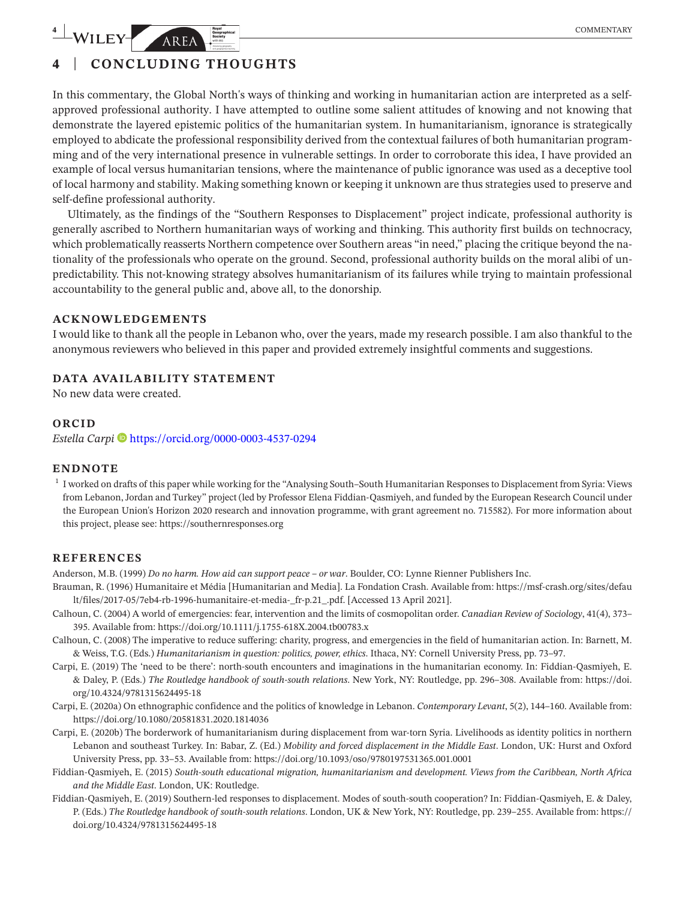## 4 | CONCLUDING THOUGHTS

In this commentary, the Global North's ways of thinking and working in humanitarian action are interpreted as a self-approved professional authority. I have attempted to outline some salient attitudes of knowing and not knowing that demonstrate the layered epistemic politics of the humanitarian system. In humanitarianism, ignorance is strategically employed to abdicate the professional responsibility derived from the contextual failures of both humanitarian programming and of the very international presence in vulnerable settings. In order to corroborate this idea, I have provided an example of local versus humanitarian tensions, where the maintenance of public ignorance was used as a deceptive tool of local harmony and stability. Making something known or keeping it unknown are thus strategies used to preserve and self-define professional authority.

Ultimately, as the findings of the "Southern Responses to Displacement" project indicate, professional authority is generally ascribed to Northern humanitarian ways of working and thinking. This authority first builds on technocracy, which problematically reasserts Northern competence over Southern areas "in need," placing the critique beyond the nationality of the professionals who operate on the ground. Second, professional authority builds on the moral alibi of unpredictability. This not-knowing strategy absolves humanitarianism of its failures while trying to maintain professional accountability to the general public and, above all, to the donorship.

### ACKNOWLEDGEMENTS

I would like to thank all the people in Lebanon who, over the years, made my research possible. I am also thankful to the anonymous reviewers who believed in this paper and provided extremely insightful comments and suggestions.

### DATA AVAILABILITY STATEMENT

No new data were created.

### ORCID

*Estella Carpi* https://orcid.org/0000-0003-4537-0294

### ENDNOTE

[1] I worked on drafts of this paper while working for the "Analysing South–South Humanitarian Responses to Displacement from Syria: Views from Lebanon, Jordan and Turkey" project (led by Professor Elena Fiddian-Qasmiyeh, and funded by the European Research Council under the European Union's Horizon 2020 research and innovation programme, with grant agreement no. 715582). For more information about this project, please see: https://southernresponses.org

### REFERENCES

Anderson, M.B. (1999) *Do no harm. How aid can support peace – or war*. Boulder, CO: Lynne Rienner Publishers Inc.

Brauman, R. (1996) Humanitaire et Média [Humanitarian and Media]. La Fondation Crash. Available from: https://msf-crash.org/sites/default/files/2017-05/7eb4-rb-1996-humanitaire-et-media-_fr-p.21_.pdf. [Accessed 13 April 2021].

Calhoun, C. (2004) A world of emergencies: fear, intervention and the limits of cosmopolitan order. *Canadian Review of Sociology*, 41(4), 373–395. Available from: https://doi.org/10.1111/j.1755-618X.2004.tb00783.x

Calhoun, C. (2008) The imperative to reduce suffering: charity, progress, and emergencies in the field of humanitarian action. In: Barnett, M. & Weiss, T.G. (Eds.) *Humanitarianism in question: politics, power, ethics*. Ithaca, NY: Cornell University Press, pp. 73–97.

Carpi, E. (2019) The 'need to be there': north-south encounters and imaginations in the humanitarian economy. In: Fiddian-Qasmiyeh, E. & Daley, P. (Eds.) *The Routledge handbook of south-south relations*. New York, NY: Routledge, pp. 296–308. Available from: https://doi.org/10.4324/9781315624495-18

Carpi, E. (2020a) On ethnographic confidence and the politics of knowledge in Lebanon. *Contemporary Levant*, 5(2), 144–160. Available from: https://doi.org/10.1080/20581831.2020.1814036

Carpi, E. (2020b) The borderwork of humanitarianism during displacement from war-torn Syria. Livelihoods as identity politics in northern Lebanon and southeast Turkey. In: Babar, Z. (Ed.) *Mobility and forced displacement in the Middle East*. London, UK: Hurst and Oxford University Press, pp. 33–53. Available from: https://doi.org/10.1093/oso/9780197531365.001.0001

Fiddian-Qasmiyeh, E. (2015) *South-south educational migration, humanitarianism and development. Views from the Caribbean, North Africa and the Middle East*. London, UK: Routledge.

Fiddian-Qasmiyeh, E. (2019) Southern-led responses to displacement. Modes of south-south cooperation? In: Fiddian-Qasmiyeh, E. & Daley, P. (Eds.) *The Routledge handbook of south-south relations*. London, UK & New York, NY: Routledge, pp. 239–255. Available from: https://doi.org/10.4324/9781315624495-18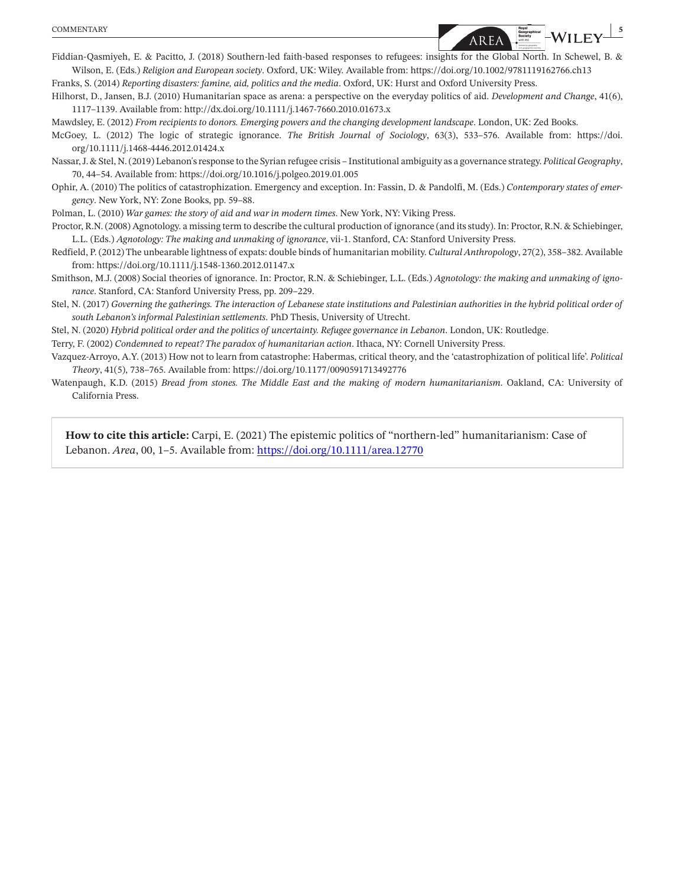Fiddian-Qasmiyeh, E. & Pacitto, J. (2018) Southern-led faith-based responses to refugees: insights for the Global North. In Schewel, B. & Wilson, E. (Eds.) *Religion and European society*. Oxford, UK: Wiley. Available from: https://doi.org/10.1002/9781119162766.ch13

Franks, S. (2014) *Reporting disasters: famine, aid, politics and the media*. Oxford, UK: Hurst and Oxford University Press.

Hilhorst, D., Jansen, B.J. (2010) Humanitarian space as arena: a perspective on the everyday politics of aid. *Development and Change*, 41(6), 1117–1139. Available from: http://dx.doi.org/10.1111/j.1467-7660.2010.01673.x

Mawdsley, E. (2012) *From recipients to donors. Emerging powers and the changing development landscape*. London, UK: Zed Books.

McGoey, L. (2012) The logic of strategic ignorance. *The British Journal of Sociology*, 63(3), 533–576. Available from: https://doi.org/10.1111/j.1468-4446.2012.01424.x

Nassar, J. & Stel, N. (2019) Lebanon's response to the Syrian refugee crisis – Institutional ambiguity as a governance strategy. *Political Geography*, 70, 44–54. Available from: https://doi.org/10.1016/j.polgeo.2019.01.005

Ophir, A. (2010) The politics of catastrophization. Emergency and exception. In: Fassin, D. & Pandolfi, M. (Eds.) *Contemporary states of emergency*. New York, NY: Zone Books, pp. 59–88.

Polman, L. (2010) *War games: the story of aid and war in modern times*. New York, NY: Viking Press.

Proctor, R.N. (2008) Agnotology. a missing term to describe the cultural production of ignorance (and its study). In: Proctor, R.N. & Schiebinger, L.L. (Eds.) *Agnotology: The making and unmaking of ignorance*, vii-1. Stanford, CA: Stanford University Press.

Redfield, P. (2012) The unbearable lightness of expats: double binds of humanitarian mobility. *Cultural Anthropology*, 27(2), 358–382. Available from: https://doi.org/10.1111/j.1548-1360.2012.01147.x

Smithson, M.J. (2008) Social theories of ignorance. In: Proctor, R.N. & Schiebinger, L.L. (Eds.) *Agnotology: the making and unmaking of ignorance*. Stanford, CA: Stanford University Press, pp. 209–229.

Stel, N. (2017) *Governing the gatherings. The interaction of Lebanese state institutions and Palestinian authorities in the hybrid political order of south Lebanon's informal Palestinian settlements*. PhD Thesis, University of Utrecht.

Stel, N. (2020) *Hybrid political order and the politics of uncertainty. Refugee governance in Lebanon*. London, UK: Routledge.

Terry, F. (2002) *Condemned to repeat? The paradox of humanitarian action*. Ithaca, NY: Cornell University Press.

Vazquez-Arroyo, A.Y. (2013) How not to learn from catastrophe: Habermas, critical theory, and the 'catastrophization of political life'. *Political Theory*, 41(5), 738–765. Available from: https://doi.org/10.1177/0090591713492776

Watenpaugh, K.D. (2015) *Bread from stones. The Middle East and the making of modern humanitarianism*. Oakland, CA: University of California Press.

**How to cite this article:** Carpi, E. (2021) The epistemic politics of "northern-led" humanitarianism: Case of Lebanon. *Area*, 00, 1–5. Available from: https://doi.org/10.1111/area.12770